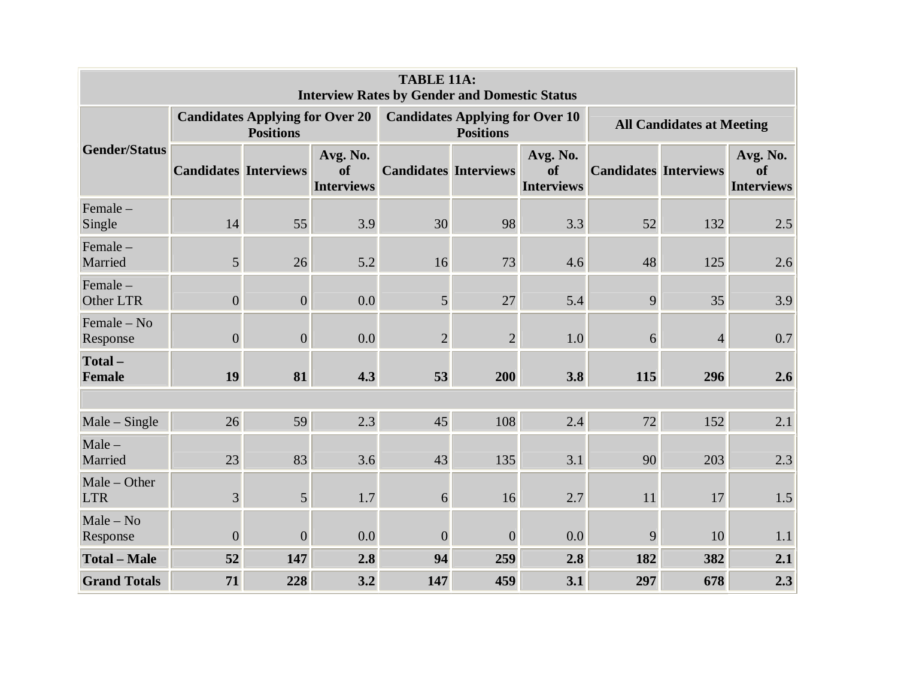| TABLE 11A: Interview Rates by Gender and Domestic Status | | | | | | | | | |
|---|---|---|---|---|---|---|---|---|---|
| Gender/Status | Candidates Applying for Over 20 Positions | | | Candidates Applying for Over 10 Positions | | | All Candidates at Meeting | | |
| | Candidates | Interviews | Avg. No. of Interviews | Candidates | Interviews | Avg. No. of Interviews | Candidates | Interviews | Avg. No. of Interviews |
| Female – Single | 14 | 55 | 3.9 | 30 | 98 | 3.3 | 52 | 132 | 2.5 |
| Female – Married | 5 | 26 | 5.2 | 16 | 73 | 4.6 | 48 | 125 | 2.6 |
| Female – Other LTR | 0 | 0 | 0.0 | 5 | 27 | 5.4 | 9 | 35 | 3.9 |
| Female – No Response | 0 | 0 | 0.0 | 2 | 2 | 1.0 | 6 | 4 | 0.7 |
| **Total – Female** | **19** | **81** | **4.3** | **53** | **200** | **3.8** | **115** | **296** | **2.6** |
| | | | | | | | | | |
| Male – Single | 26 | 59 | 2.3 | 45 | 108 | 2.4 | 72 | 152 | 2.1 |
| Male – Married | 23 | 83 | 3.6 | 43 | 135 | 3.1 | 90 | 203 | 2.3 |
| Male – Other LTR | 3 | 5 | 1.7 | 6 | 16 | 2.7 | 11 | 17 | 1.5 |
| Male – No Response | 0 | 0 | 0.0 | 0 | 0 | 0.0 | 9 | 10 | 1.1 |
| **Total – Male** | **52** | **147** | **2.8** | **94** | **259** | **2.8** | **182** | **382** | **2.1** |
| **Grand Totals** | **71** | **228** | **3.2** | **147** | **459** | **3.1** | **297** | **678** | **2.3** |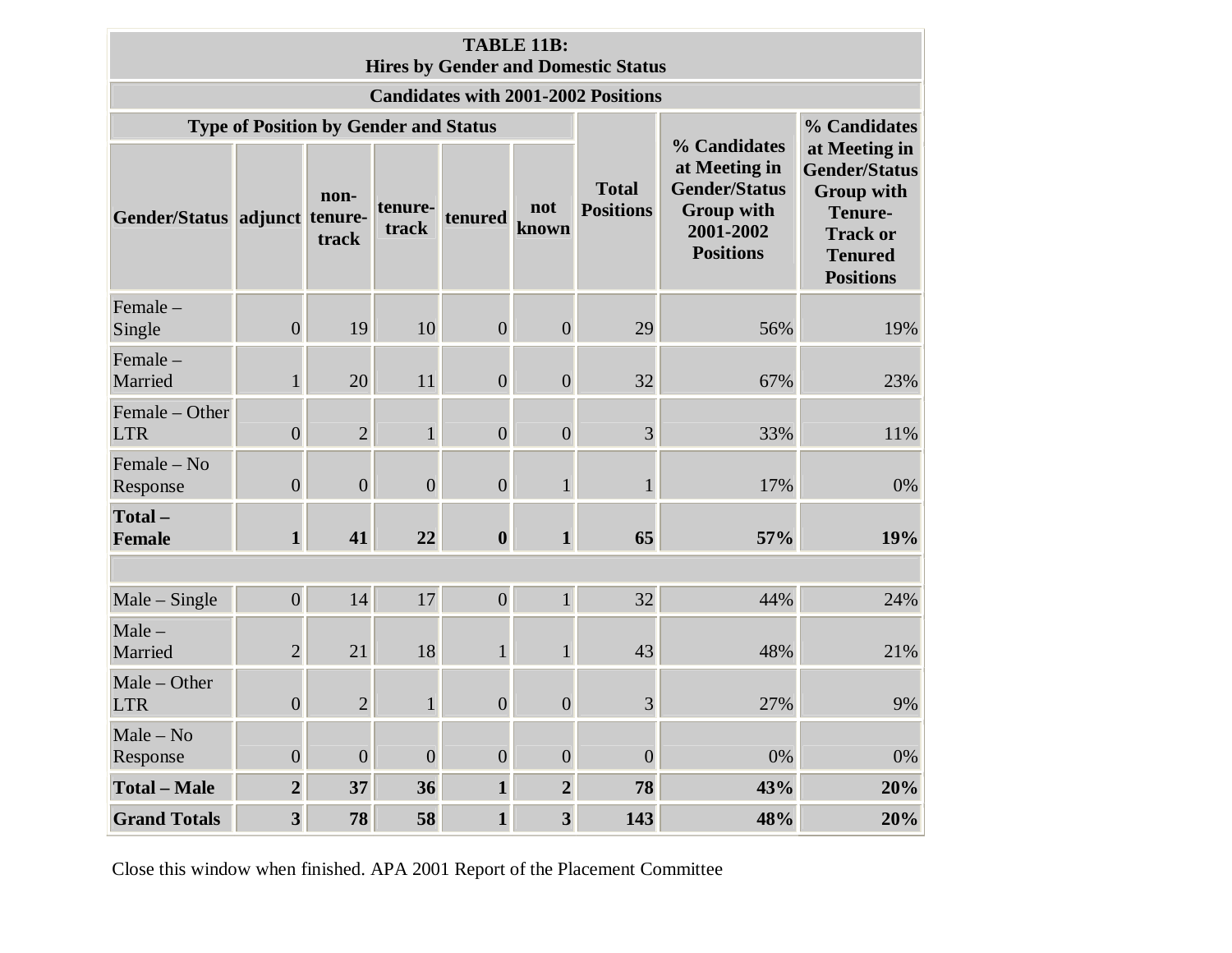**TABLE 11B:**
**Hires by Gender and Domestic Status**

**Candidates with 2001-2002 Positions**

| Type of Position by Gender and Status | | | | | | Total Positions | % Candidates at Meeting in Gender/Status Group with 2001-2002 Positions | % Candidates at Meeting in Gender/Status Group with Tenure-Track or Tenured Positions |
|---|---|---|---|---|---|---|---|---|
| **Gender/Status** | **adjunct** | **non-tenure-track** | **tenure-track** | **tenured** | **not known** | | | |
| Female – Single | 0 | 19 | 10 | 0 | 0 | 29 | 56% | 19% |
| Female – Married | 1 | 20 | 11 | 0 | 0 | 32 | 67% | 23% |
| Female – Other LTR | 0 | 2 | 1 | 0 | 0 | 3 | 33% | 11% |
| Female – No Response | 0 | 0 | 0 | 0 | 1 | 1 | 17% | 0% |
| **Total – Female** | **1** | **41** | **22** | **0** | **1** | **65** | **57%** | **19%** |
| | | | | | | | | |
| Male – Single | 0 | 14 | 17 | 0 | 1 | 32 | 44% | 24% |
| Male – Married | 2 | 21 | 18 | 1 | 1 | 43 | 48% | 21% |
| Male – Other LTR | 0 | 2 | 1 | 0 | 0 | 3 | 27% | 9% |
| Male – No Response | 0 | 0 | 0 | 0 | 0 | 0 | 0% | 0% |
| **Total – Male** | **2** | **37** | **36** | **1** | **2** | **78** | **43%** | **20%** |
| **Grand Totals** | **3** | **78** | **58** | **1** | **3** | **143** | **48%** | **20%** |

Close this window when finished. APA 2001 Report of the Placement Committee